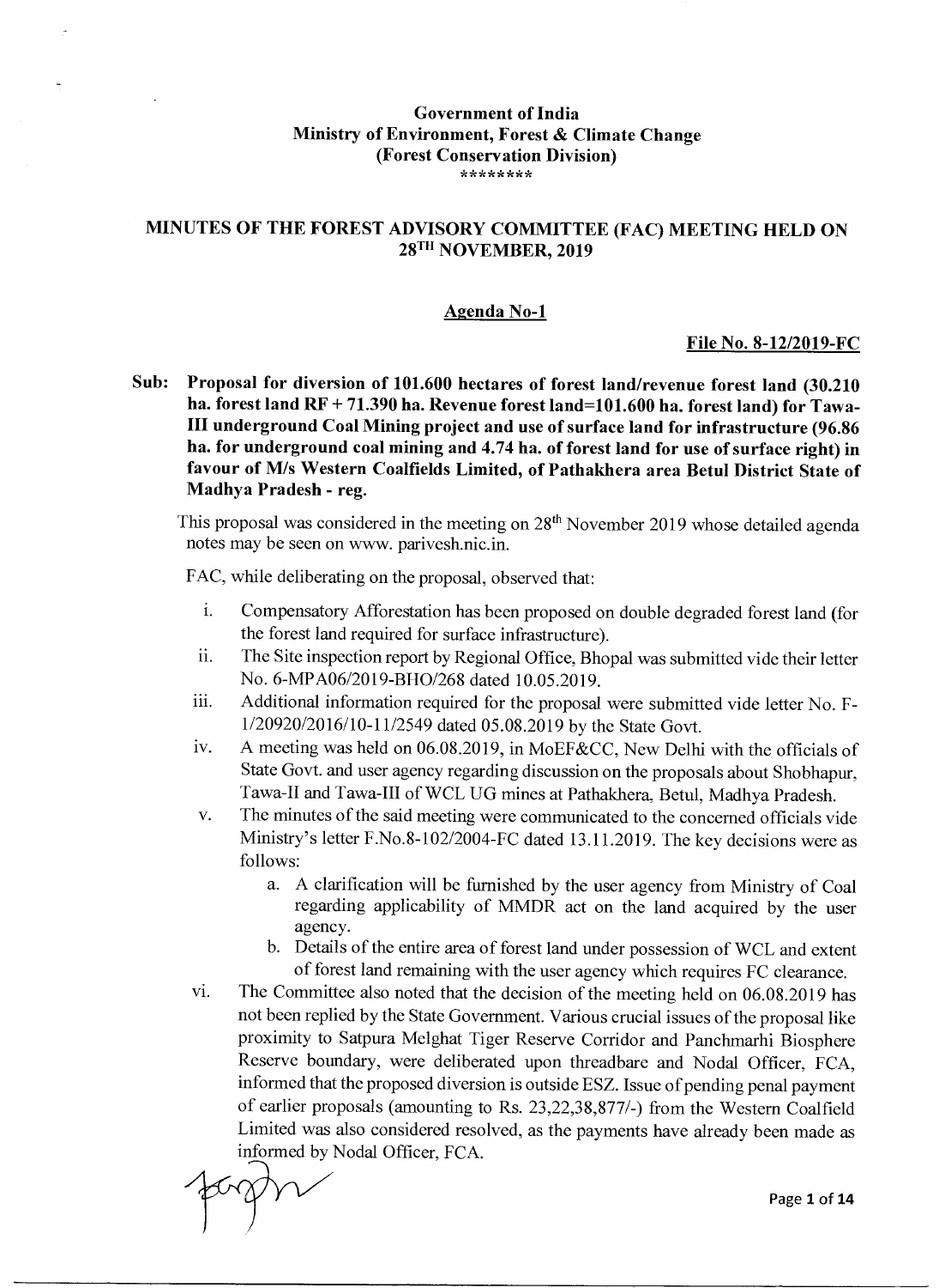**Government of India**
**Ministry of Environment, Forest & Climate Change**
**(Forest Conservation Division)**
\*\*\*\*\*\*\*\*

## MINUTES OF THE FOREST ADVISORY COMMITTEE (FAC) MEETING HELD ON 28TH NOVEMBER, 2019

### Agenda No-1

**File No. 8-12/2019-FC**

**Sub: Proposal for diversion of 101.600 hectares of forest land/revenue forest land (30.210 ha. forest land RF + 71.390 ha. Revenue forest land=101.600 ha. forest land) for Tawa-III underground Coal Mining project and use of surface land for infrastructure (96.86 ha. for underground coal mining and 4.74 ha. of forest land for use of surface right) in favour of M/s Western Coalfields Limited, of Pathakhera area Betul District State of Madhya Pradesh - reg.**

This proposal was considered in the meeting on 28th November 2019 whose detailed agenda notes may be seen on www. parivesh.nic.in.

FAC, while deliberating on the proposal, observed that:

i. Compensatory Afforestation has been proposed on double degraded forest land (for the forest land required for surface infrastructure).

ii. The Site inspection report by Regional Office, Bhopal was submitted vide their letter No. 6-MPA06/2019-BHO/268 dated 10.05.2019.

iii. Additional information required for the proposal were submitted vide letter No. F-1/20920/2016/10-11/2549 dated 05.08.2019 by the State Govt.

iv. A meeting was held on 06.08.2019, in MoEF&CC, New Delhi with the officials of State Govt. and user agency regarding discussion on the proposals about Shobhapur, Tawa-II and Tawa-III of WCL UG mines at Pathakhera, Betul, Madhya Pradesh.

v. The minutes of the said meeting were communicated to the concerned officials vide Ministry's letter F.No.8-102/2004-FC dated 13.11.2019. The key decisions were as follows:

  a. A clarification will be furnished by the user agency from Ministry of Coal regarding applicability of MMDR act on the land acquired by the user agency.

  b. Details of the entire area of forest land under possession of WCL and extent of forest land remaining with the user agency which requires FC clearance.

vi. The Committee also noted that the decision of the meeting held on 06.08.2019 has not been replied by the State Government. Various crucial issues of the proposal like proximity to Satpura Melghat Tiger Reserve Corridor and Panchmarhi Biosphere Reserve boundary, were deliberated upon threadbare and Nodal Officer, FCA, informed that the proposed diversion is outside ESZ. Issue of pending penal payment of earlier proposals (amounting to Rs. 23,22,38,877/-) from the Western Coalfield Limited was also considered resolved, as the payments have already been made as informed by Nodal Officer, FCA.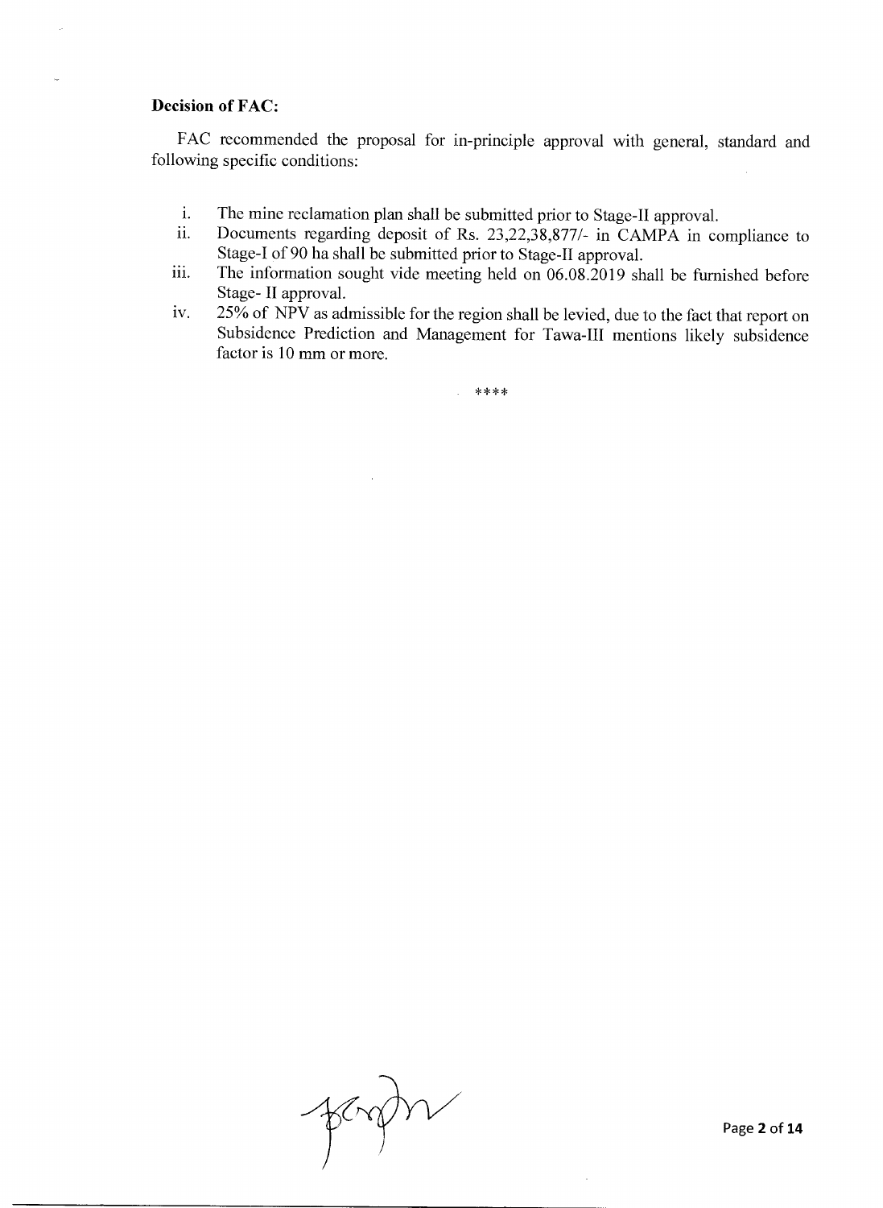**Decision of FAC:**

FAC recommended the proposal for in-principle approval with general, standard and following specific conditions:

i. The mine reclamation plan shall be submitted prior to Stage-II approval.
ii. Documents regarding deposit of Rs. 23,22,38,877/- in CAMPA in compliance to Stage-I of 90 ha shall be submitted prior to Stage-II approval.
iii. The information sought vide meeting held on 06.08.2019 shall be furnished before Stage- II approval.
iv. 25% of NPV as admissible for the region shall be levied, due to the fact that report on Subsidence Prediction and Management for Tawa-III mentions likely subsidence factor is 10 mm or more.

****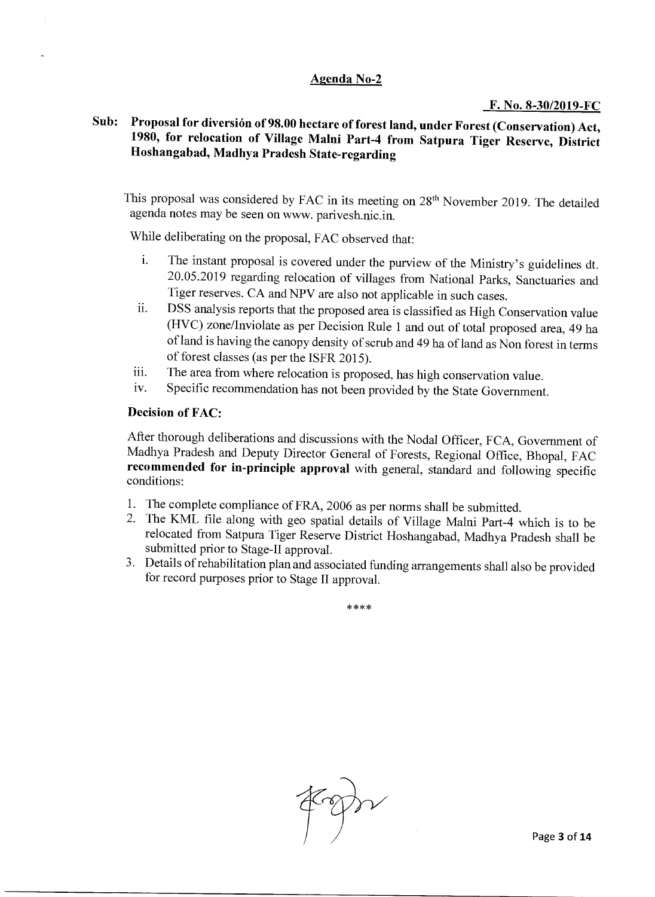## Agenda No-2

**F. No. 8-30/2019-FC**

**Sub: Proposal for diversión of 98.00 hectare of forest land, under Forest (Conservation) Act, 1980, for relocation of Village Malni Part-4 from Satpura Tiger Reserve, District Hoshangabad, Madhya Pradesh State-regarding**

This proposal was considered by FAC in its meeting on 28th November 2019. The detailed agenda notes may be seen on www. parivesh.nic.in.

While deliberating on the proposal, FAC observed that:

i. The instant proposal is covered under the purview of the Ministry's guidelines dt. 20.05.2019 regarding relocation of villages from National Parks, Sanctuaries and Tiger reserves. CA and NPV are also not applicable in such cases.

ii. DSS analysis reports that the proposed area is classified as High Conservation value (HVC) zone/Inviolate as per Decision Rule 1 and out of total proposed area, 49 ha of land is having the canopy density of scrub and 49 ha of land as Non forest in terms of forest classes (as per the ISFR 2015).

iii. The area from where relocation is proposed, has high conservation value.

iv. Specific recommendation has not been provided by the State Government.

**Decision of FAC:**

After thorough deliberations and discussions with the Nodal Officer, FCA, Government of Madhya Pradesh and Deputy Director General of Forests, Regional Office, Bhopal, FAC **recommended for in-principle approval** with general, standard and following specific conditions:

1. The complete compliance of FRA, 2006 as per norms shall be submitted.
2. The KML file along with geo spatial details of Village Malni Part-4 which is to be relocated from Satpura Tiger Reserve District Hoshangabad, Madhya Pradesh shall be submitted prior to Stage-II approval.
3. Details of rehabilitation plan and associated funding arrangements shall also be provided for record purposes prior to Stage II approval.

****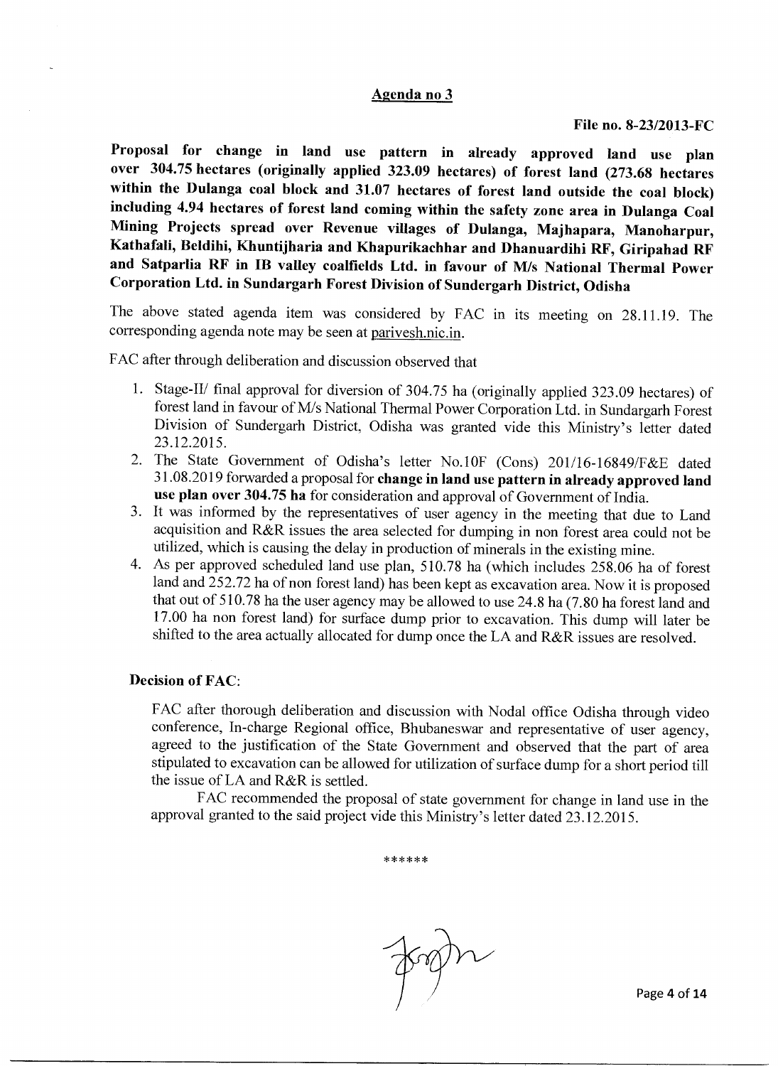## Agenda no 3

**File no. 8-23/2013-FC**

**Proposal for change in land use pattern in already approved land use plan over 304.75 hectares (originally applied 323.09 hectares) of forest land (273.68 hectares within the Dulanga coal block and 31.07 hectares of forest land outside the coal block) including 4.94 hectares of forest land coming within the safety zone area in Dulanga Coal Mining Projects spread over Revenue villages of Dulanga, Majhapara, Manoharpur, Kathafali, Beldihi, Khuntijharia and Khapurikachhar and Dhanuardihi RF, Giripahad RF and Satparlia RF in IB valley coalfields Ltd. in favour of M/s National Thermal Power Corporation Ltd. in Sundargarh Forest Division of Sundergarh District, Odisha**

The above stated agenda item was considered by FAC in its meeting on 28.11.19. The corresponding agenda note may be seen at parivesh.nic.in.

FAC after through deliberation and discussion observed that

1. Stage-II/ final approval for diversion of 304.75 ha (originally applied 323.09 hectares) of forest land in favour of M/s National Thermal Power Corporation Ltd. in Sundargarh Forest Division of Sundergarh District, Odisha was granted vide this Ministry's letter dated 23.12.2015.
2. The State Government of Odisha's letter No.10F (Cons) 201/16-16849/F&E dated 31.08.2019 forwarded a proposal for **change in land use pattern in already approved land use plan over 304.75 ha** for consideration and approval of Government of India.
3. It was informed by the representatives of user agency in the meeting that due to Land acquisition and R&R issues the area selected for dumping in non forest area could not be utilized, which is causing the delay in production of minerals in the existing mine.
4. As per approved scheduled land use plan, 510.78 ha (which includes 258.06 ha of forest land and 252.72 ha of non forest land) has been kept as excavation area. Now it is proposed that out of 510.78 ha the user agency may be allowed to use 24.8 ha (7.80 ha forest land and 17.00 ha non forest land) for surface dump prior to excavation. This dump will later be shifted to the area actually allocated for dump once the LA and R&R issues are resolved.

**Decision of FAC**:

FAC after thorough deliberation and discussion with Nodal office Odisha through video conference, In-charge Regional office, Bhubaneswar and representative of user agency, agreed to the justification of the State Government and observed that the part of area stipulated to excavation can be allowed for utilization of surface dump for a short period till the issue of LA and R&R is settled.

FAC recommended the proposal of state government for change in land use in the approval granted to the said project vide this Ministry's letter dated 23.12.2015.

******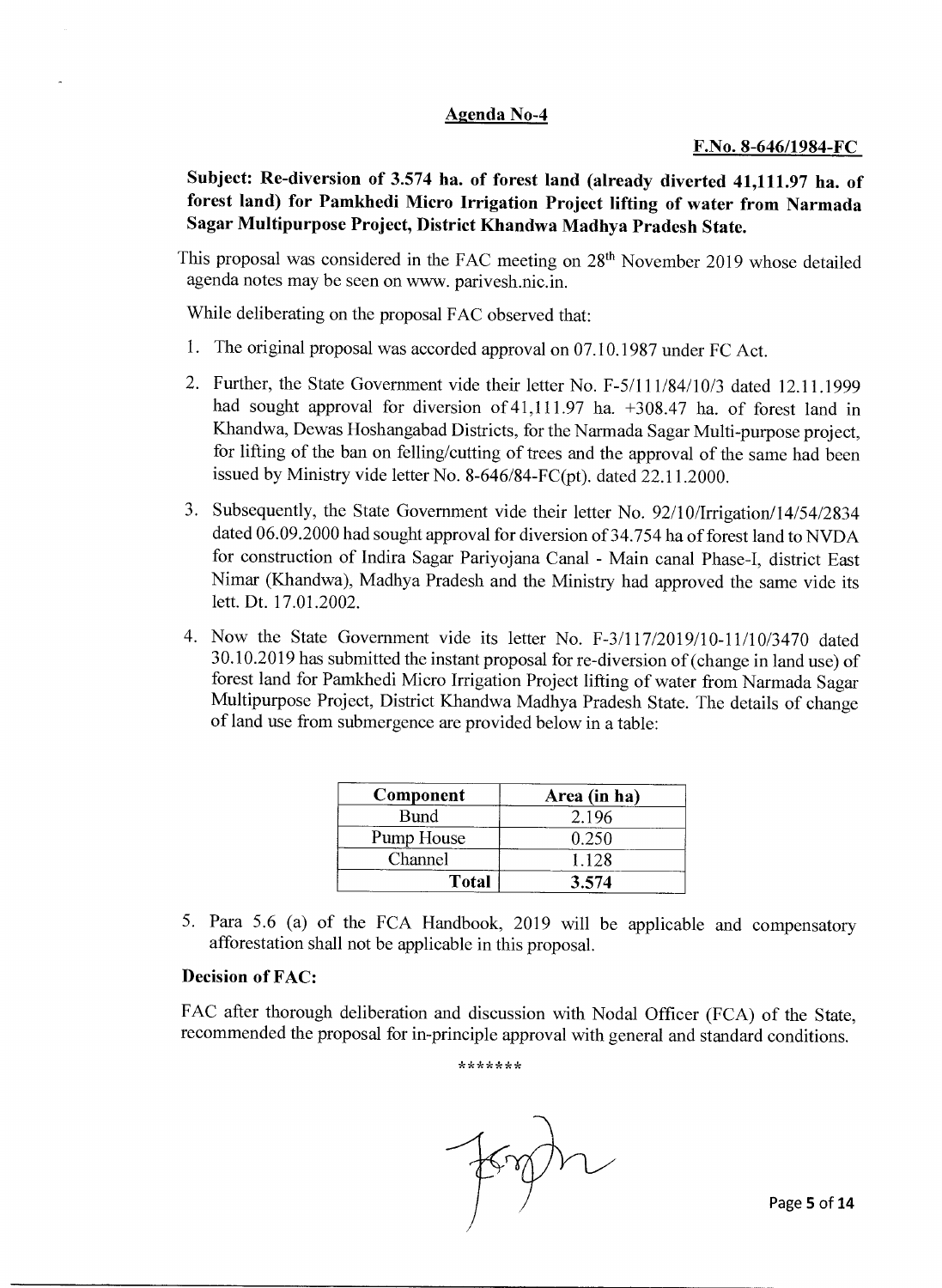## Agenda No-4

**F.No. 8-646/1984-FC**

**Subject: Re-diversion of 3.574 ha. of forest land (already diverted 41,111.97 ha. of forest land) for Pamkhedi Micro Irrigation Project lifting of water from Narmada Sagar Multipurpose Project, District Khandwa Madhya Pradesh State.**

This proposal was considered in the FAC meeting on 28th November 2019 whose detailed agenda notes may be seen on www. parivesh.nic.in.

While deliberating on the proposal FAC observed that:

1. The original proposal was accorded approval on 07.10.1987 under FC Act.
2. Further, the State Government vide their letter No. F-5/111/84/10/3 dated 12.11.1999 had sought approval for diversion of 41,111.97 ha. +308.47 ha. of forest land in Khandwa, Dewas Hoshangabad Districts, for the Narmada Sagar Multi-purpose project, for lifting of the ban on felling/cutting of trees and the approval of the same had been issued by Ministry vide letter No. 8-646/84-FC(pt). dated 22.11.2000.
3. Subsequently, the State Government vide their letter No. 92/10/Irrigation/14/54/2834 dated 06.09.2000 had sought approval for diversion of 34.754 ha of forest land to NVDA for construction of Indira Sagar Pariyojana Canal - Main canal Phase-I, district East Nimar (Khandwa), Madhya Pradesh and the Ministry had approved the same vide its lett. Dt. 17.01.2002.
4. Now the State Government vide its letter No. F-3/117/2019/10-11/10/3470 dated 30.10.2019 has submitted the instant proposal for re-diversion of (change in land use) of forest land for Pamkhedi Micro Irrigation Project lifting of water from Narmada Sagar Multipurpose Project, District Khandwa Madhya Pradesh State. The details of change of land use from submergence are provided below in a table:

| Component | Area (in ha) |
|---|---|
| Bund | 2.196 |
| Pump House | 0.250 |
| Channel | 1.128 |
| **Total** | **3.574** |

5. Para 5.6 (a) of the FCA Handbook, 2019 will be applicable and compensatory afforestation shall not be applicable in this proposal.

**Decision of FAC:**

FAC after thorough deliberation and discussion with Nodal Officer (FCA) of the State, recommended the proposal for in-principle approval with general and standard conditions.

*******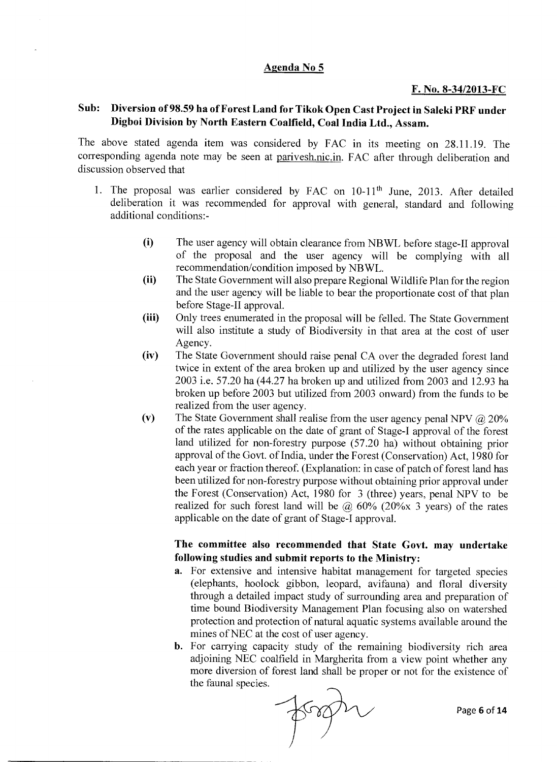## Agenda No 5

**F. No. 8-34/2013-FC**

**Sub: Diversion of 98.59 ha of Forest Land for Tikok Open Cast Project in Saleki PRF under Digboi Division by North Eastern Coalfield, Coal India Ltd., Assam.**

The above stated agenda item was considered by FAC in its meeting on 28.11.19. The corresponding agenda note may be seen at parivesh.nic.in. FAC after through deliberation and discussion observed that

1. The proposal was earlier considered by FAC on 10-11th June, 2013. After detailed deliberation it was recommended for approval with general, standard and following additional conditions:-

   (i) The user agency will obtain clearance from NBWL before stage-II approval of the proposal and the user agency will be complying with all recommendation/condition imposed by NBWL.

   (ii) The State Government will also prepare Regional Wildlife Plan for the region and the user agency will be liable to bear the proportionate cost of that plan before Stage-II approval.

   (iii) Only trees enumerated in the proposal will be felled. The State Government will also institute a study of Biodiversity in that area at the cost of user Agency.

   (iv) The State Government should raise penal CA over the degraded forest land twice in extent of the area broken up and utilized by the user agency since 2003 i.e. 57.20 ha (44.27 ha broken up and utilized from 2003 and 12.93 ha broken up before 2003 but utilized from 2003 onward) from the funds to be realized from the user agency.

   (v) The State Government shall realise from the user agency penal NPV @ 20% of the rates applicable on the date of grant of Stage-I approval of the forest land utilized for non-forestry purpose (57.20 ha) without obtaining prior approval of the Govt. of India, under the Forest (Conservation) Act, 1980 for each year or fraction thereof. (Explanation: in case of patch of forest land has been utilized for non-forestry purpose without obtaining prior approval under the Forest (Conservation) Act, 1980 for 3 (three) years, penal NPV to be realized for such forest land will be @ 60% (20%x 3 years) of the rates applicable on the date of grant of Stage-I approval.

   **The committee also recommended that State Govt. may undertake following studies and submit reports to the Ministry:**

   a. For extensive and intensive habitat management for targeted species (elephants, hoolock gibbon, leopard, avifauna) and floral diversity through a detailed impact study of surrounding area and preparation of time bound Biodiversity Management Plan focusing also on watershed protection and protection of natural aquatic systems available around the mines of NEC at the cost of user agency.

   b. For carrying capacity study of the remaining biodiversity rich area adjoining NEC coalfield in Margherita from a view point whether any more diversion of forest land shall be proper or not for the existence of the faunal species.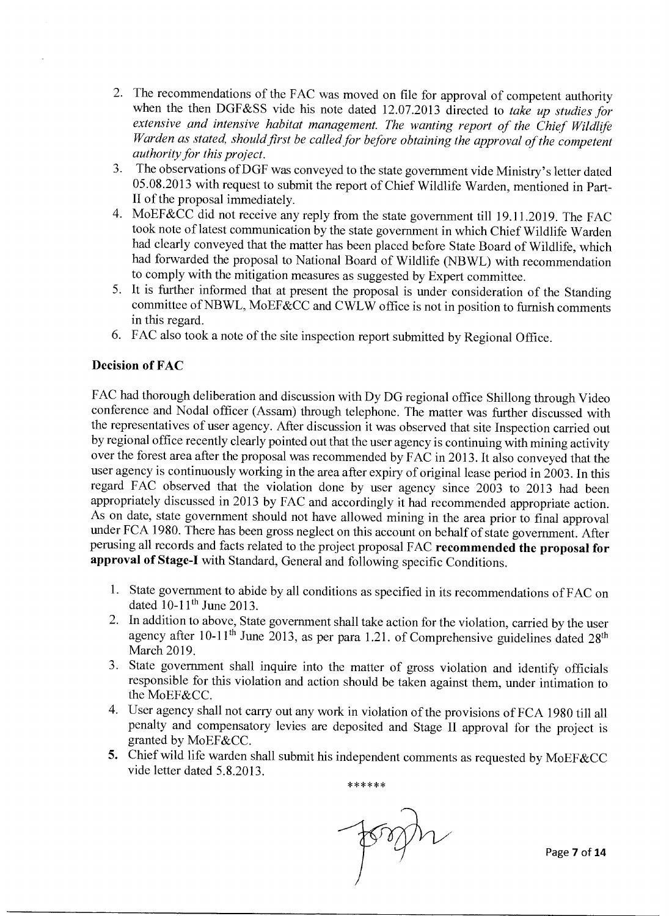2. The recommendations of the FAC was moved on file for approval of competent authority when the then DGF&SS vide his note dated 12.07.2013 directed to *take up studies for extensive and intensive habitat management. The wanting report of the Chief Wildlife Warden as stated, should first be called for before obtaining the approval of the competent authority for this project.*
3. The observations of DGF was conveyed to the state government vide Ministry's letter dated 05.08.2013 with request to submit the report of Chief Wildlife Warden, mentioned in Part-II of the proposal immediately.
4. MoEF&CC did not receive any reply from the state government till 19.11.2019. The FAC took note of latest communication by the state government in which Chief Wildlife Warden had clearly conveyed that the matter has been placed before State Board of Wildlife, which had forwarded the proposal to National Board of Wildlife (NBWL) with recommendation to comply with the mitigation measures as suggested by Expert committee.
5. It is further informed that at present the proposal is under consideration of the Standing committee of NBWL, MoEF&CC and CWLW office is not in position to furnish comments in this regard.
6. FAC also took a note of the site inspection report submitted by Regional Office.

**Decision of FAC**

FAC had thorough deliberation and discussion with Dy DG regional office Shillong through Video conference and Nodal officer (Assam) through telephone. The matter was further discussed with the representatives of user agency. After discussion it was observed that site Inspection carried out by regional office recently clearly pointed out that the user agency is continuing with mining activity over the forest area after the proposal was recommended by FAC in 2013. It also conveyed that the user agency is continuously working in the area after expiry of original lease period in 2003. In this regard FAC observed that the violation done by user agency since 2003 to 2013 had been appropriately discussed in 2013 by FAC and accordingly it had recommended appropriate action. As on date, state government should not have allowed mining in the area prior to final approval under FCA 1980. There has been gross neglect on this account on behalf of state government. After perusing all records and facts related to the project proposal FAC **recommended the proposal for approval of Stage-I** with Standard, General and following specific Conditions.

1. State government to abide by all conditions as specified in its recommendations of FAC on dated 10-11th June 2013.
2. In addition to above, State government shall take action for the violation, carried by the user agency after 10-11th June 2013, as per para 1.21. of Comprehensive guidelines dated 28th March 2019.
3. State government shall inquire into the matter of gross violation and identify officials responsible for this violation and action should be taken against them, under intimation to the MoEF&CC.
4. User agency shall not carry out any work in violation of the provisions of FCA 1980 till all penalty and compensatory levies are deposited and Stage II approval for the project is granted by MoEF&CC.
5. Chief wild life warden shall submit his independent comments as requested by MoEF&CC vide letter dated 5.8.2013.

******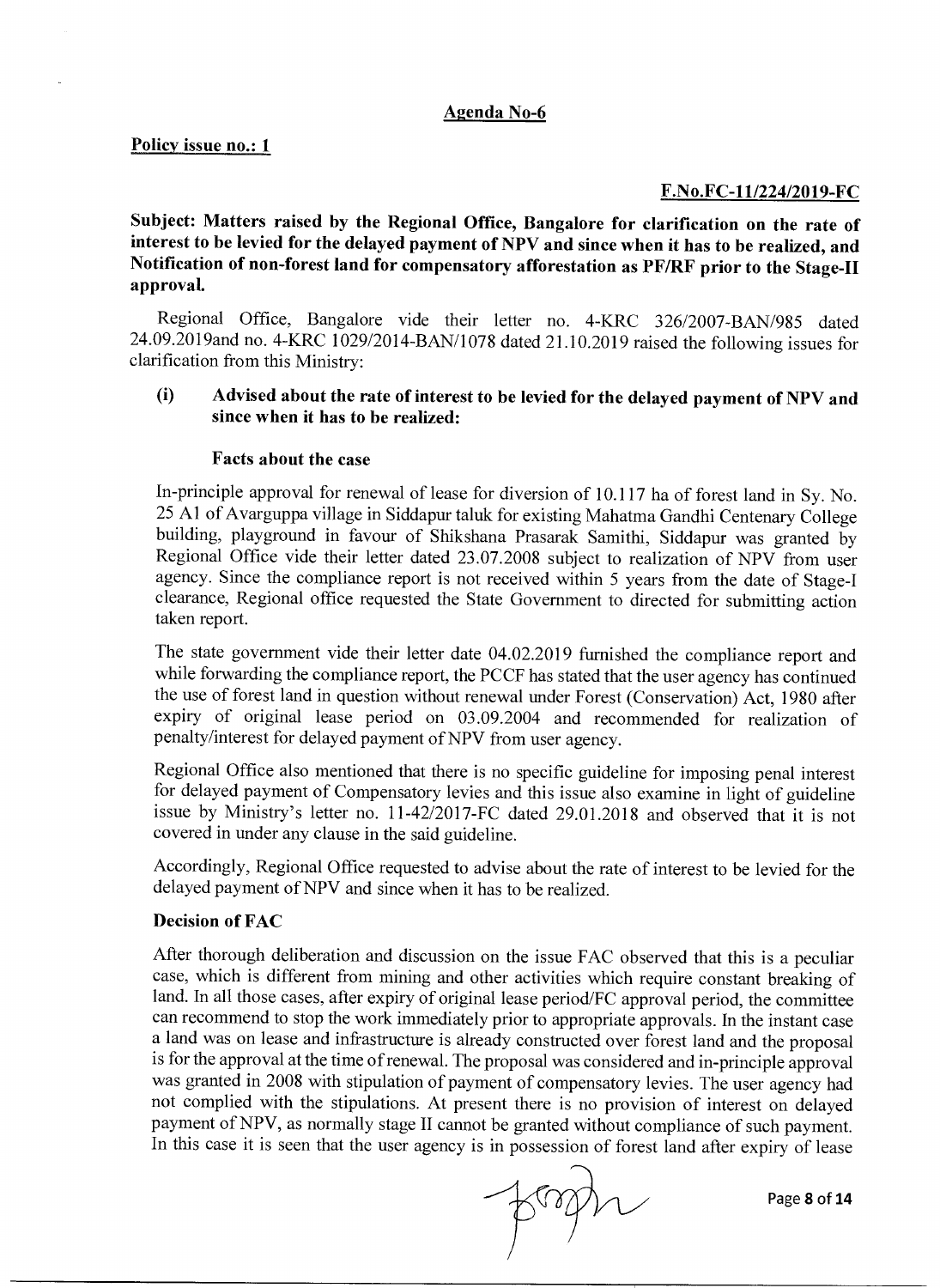## Agenda No-6

**Policy issue no.: 1**

**F.No.FC-11/224/2019-FC**

**Subject: Matters raised by the Regional Office, Bangalore for clarification on the rate of interest to be levied for the delayed payment of NPV and since when it has to be realized, and Notification of non-forest land for compensatory afforestation as PF/RF prior to the Stage-II approval.**

Regional Office, Bangalore vide their letter no. 4-KRC 326/2007-BAN/985 dated 24.09.2019and no. 4-KRC 1029/2014-BAN/1078 dated 21.10.2019 raised the following issues for clarification from this Ministry:

### (i) Advised about the rate of interest to be levied for the delayed payment of NPV and since when it has to be realized:

**Facts about the case**

In-principle approval for renewal of lease for diversion of 10.117 ha of forest land in Sy. No. 25 A1 of Avarguppa village in Siddapur taluk for existing Mahatma Gandhi Centenary College building, playground in favour of Shikshana Prasarak Samithi, Siddapur was granted by Regional Office vide their letter dated 23.07.2008 subject to realization of NPV from user agency. Since the compliance report is not received within 5 years from the date of Stage-I clearance, Regional office requested the State Government to directed for submitting action taken report.

The state government vide their letter date 04.02.2019 furnished the compliance report and while forwarding the compliance report, the PCCF has stated that the user agency has continued the use of forest land in question without renewal under Forest (Conservation) Act, 1980 after expiry of original lease period on 03.09.2004 and recommended for realization of penalty/interest for delayed payment of NPV from user agency.

Regional Office also mentioned that there is no specific guideline for imposing penal interest for delayed payment of Compensatory levies and this issue also examine in light of guideline issue by Ministry's letter no. 11-42/2017-FC dated 29.01.2018 and observed that it is not covered in under any clause in the said guideline.

Accordingly, Regional Office requested to advise about the rate of interest to be levied for the delayed payment of NPV and since when it has to be realized.

**Decision of FAC**

After thorough deliberation and discussion on the issue FAC observed that this is a peculiar case, which is different from mining and other activities which require constant breaking of land. In all those cases, after expiry of original lease period/FC approval period, the committee can recommend to stop the work immediately prior to appropriate approvals. In the instant case a land was on lease and infrastructure is already constructed over forest land and the proposal is for the approval at the time of renewal. The proposal was considered and in-principle approval was granted in 2008 with stipulation of payment of compensatory levies. The user agency had not complied with the stipulations. At present there is no provision of interest on delayed payment of NPV, as normally stage II cannot be granted without compliance of such payment. In this case it is seen that the user agency is in possession of forest land after expiry of lease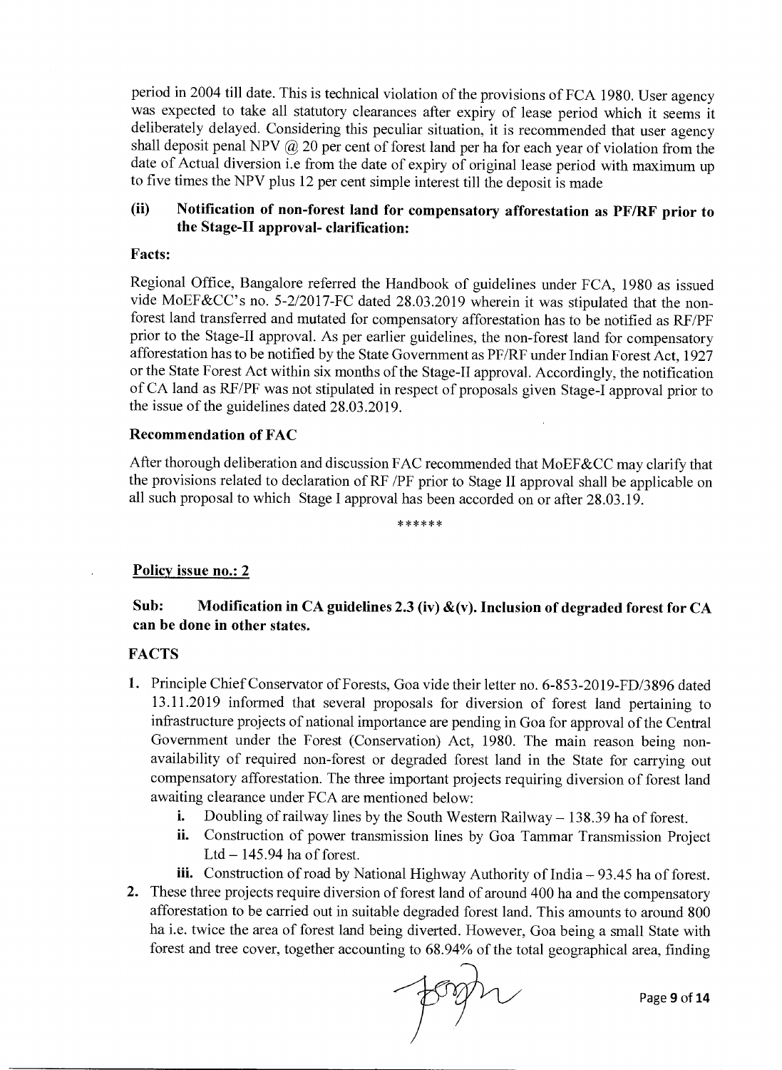period in 2004 till date. This is technical violation of the provisions of FCA 1980. User agency was expected to take all statutory clearances after expiry of lease period which it seems it deliberately delayed. Considering this peculiar situation, it is recommended that user agency shall deposit penal NPV @ 20 per cent of forest land per ha for each year of violation from the date of Actual diversion i.e from the date of expiry of original lease period with maximum up to five times the NPV plus 12 per cent simple interest till the deposit is made

**(ii) Notification of non-forest land for compensatory afforestation as PF/RF prior to the Stage-II approval- clarification:**

**Facts:**

Regional Office, Bangalore referred the Handbook of guidelines under FCA, 1980 as issued vide MoEF&CC's no. 5-2/2017-FC dated 28.03.2019 wherein it was stipulated that the non-forest land transferred and mutated for compensatory afforestation has to be notified as RF/PF prior to the Stage-II approval. As per earlier guidelines, the non-forest land for compensatory afforestation has to be notified by the State Government as PF/RF under Indian Forest Act, 1927 or the State Forest Act within six months of the Stage-II approval. Accordingly, the notification of CA land as RF/PF was not stipulated in respect of proposals given Stage-I approval prior to the issue of the guidelines dated 28.03.2019.

**Recommendation of FAC**

After thorough deliberation and discussion FAC recommended that MoEF&CC may clarify that the provisions related to declaration of RF /PF prior to Stage II approval shall be applicable on all such proposal to which Stage I approval has been accorded on or after 28.03.19.

******

**Policy issue no.: 2**

**Sub: Modification in CA guidelines 2.3 (iv) &(v). Inclusion of degraded forest for CA can be done in other states.**

**FACTS**

1. Principle Chief Conservator of Forests, Goa vide their letter no. 6-853-2019-FD/3896 dated 13.11.2019 informed that several proposals for diversion of forest land pertaining to infrastructure projects of national importance are pending in Goa for approval of the Central Government under the Forest (Conservation) Act, 1980. The main reason being non-availability of required non-forest or degraded forest land in the State for carrying out compensatory afforestation. The three important projects requiring diversion of forest land awaiting clearance under FCA are mentioned below:
   - **i.** Doubling of railway lines by the South Western Railway – 138.39 ha of forest.
   - **ii.** Construction of power transmission lines by Goa Tammar Transmission Project Ltd – 145.94 ha of forest.
   - **iii.** Construction of road by National Highway Authority of India – 93.45 ha of forest.
2. These three projects require diversion of forest land of around 400 ha and the compensatory afforestation to be carried out in suitable degraded forest land. This amounts to around 800 ha i.e. twice the area of forest land being diverted. However, Goa being a small State with forest and tree cover, together accounting to 68.94% of the total geographical area, finding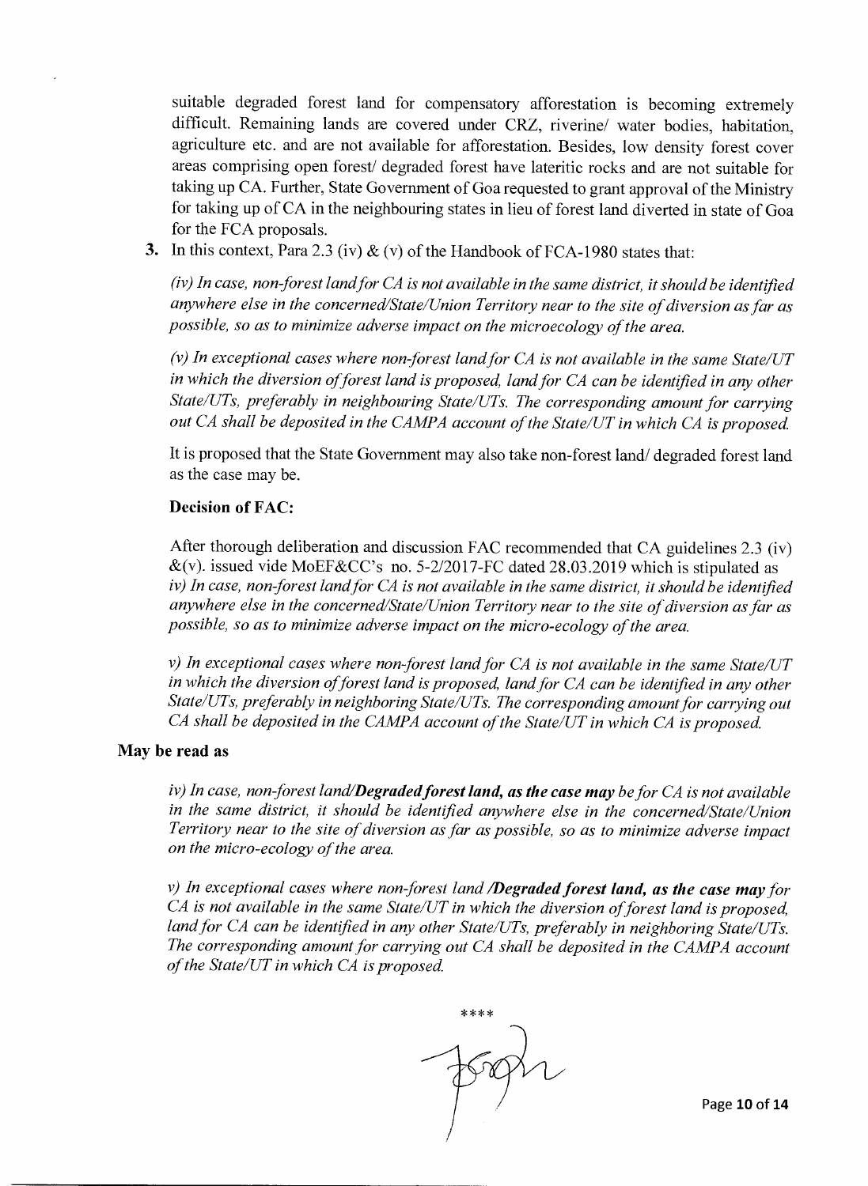suitable degraded forest land for compensatory afforestation is becoming extremely difficult. Remaining lands are covered under CRZ, riverine/ water bodies, habitation, agriculture etc. and are not available for afforestation. Besides, low density forest cover areas comprising open forest/ degraded forest have lateritic rocks and are not suitable for taking up CA. Further, State Government of Goa requested to grant approval of the Ministry for taking up of CA in the neighbouring states in lieu of forest land diverted in state of Goa for the FCA proposals.

**3.** In this context, Para 2.3 (iv) & (v) of the Handbook of FCA-1980 states that:

*(iv) In case, non-forest land for CA is not available in the same district, it should be identified anywhere else in the concerned/State/Union Territory near to the site of diversion as far as possible, so as to minimize adverse impact on the microecology of the area.*

*(v) In exceptional cases where non-forest land for CA is not available in the same State/UT in which the diversion of forest land is proposed, land for CA can be identified in any other State/UTs, preferably in neighbouring State/UTs. The corresponding amount for carrying out CA shall be deposited in the CAMPA account of the State/UT in which CA is proposed.*

It is proposed that the State Government may also take non-forest land/ degraded forest land as the case may be.

**Decision of FAC:**

After thorough deliberation and discussion FAC recommended that CA guidelines 2.3 (iv) &(v). issued vide MoEF&CC's no. 5-2/2017-FC dated 28.03.2019 which is stipulated as
*iv) In case, non-forest land for CA is not available in the same district, it should be identified anywhere else in the concerned/State/Union Territory near to the site of diversion as far as possible, so as to minimize adverse impact on the micro-ecology of the area.*

*v) In exceptional cases where non-forest land for CA is not available in the same State/UT in which the diversion of forest land is proposed, land for CA can be identified in any other State/UTs, preferably in neighboring State/UTs. The corresponding amount for carrying out CA shall be deposited in the CAMPA account of the State/UT in which CA is proposed.*

**May be read as**

*iv) In case, non-forest land/**Degraded forest land, as the case may** be for CA is not available in the same district, it should be identified anywhere else in the concerned/State/Union Territory near to the site of diversion as far as possible, so as to minimize adverse impact on the micro-ecology of the area.*

*v) In exceptional cases where non-forest land /**Degraded forest land, as the case may** for CA is not available in the same State/UT in which the diversion of forest land is proposed, land for CA can be identified in any other State/UTs, preferably in neighboring State/UTs. The corresponding amount for carrying out CA shall be deposited in the CAMPA account of the State/UT in which CA is proposed.*

\*\*\*\*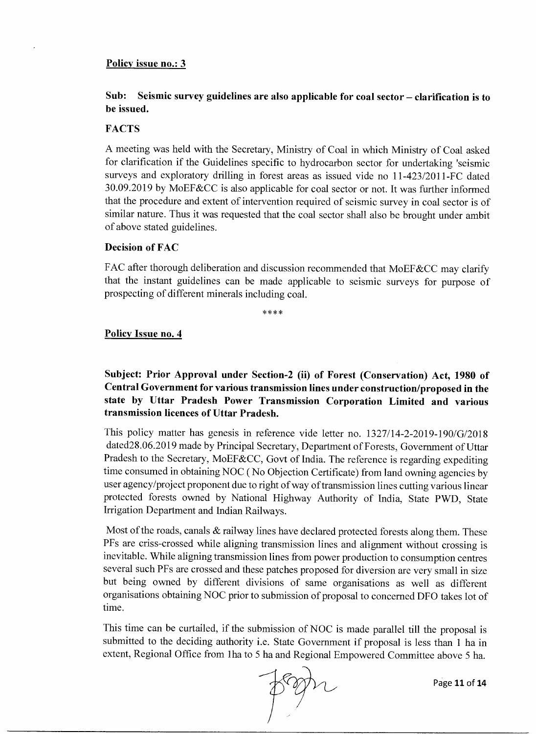**Policy issue no.: 3**

**Sub: Seismic survey guidelines are also applicable for coal sector – clarification is to be issued.**

**FACTS**

A meeting was held with the Secretary, Ministry of Coal in which Ministry of Coal asked for clarification if the Guidelines specific to hydrocarbon sector for undertaking 'seismic surveys and exploratory drilling in forest areas as issued vide no 11-423/2011-FC dated 30.09.2019 by MoEF&CC is also applicable for coal sector or not. It was further informed that the procedure and extent of intervention required of seismic survey in coal sector is of similar nature. Thus it was requested that the coal sector shall also be brought under ambit of above stated guidelines.

**Decision of FAC**

FAC after thorough deliberation and discussion recommended that MoEF&CC may clarify that the instant guidelines can be made applicable to seismic surveys for purpose of prospecting of different minerals including coal.

****

**Policy Issue no. 4**

**Subject: Prior Approval under Section-2 (ii) of Forest (Conservation) Act, 1980 of Central Government for various transmission lines under construction/proposed in the state by Uttar Pradesh Power Transmission Corporation Limited and various transmission licences of Uttar Pradesh.**

This policy matter has genesis in reference vide letter no. 1327/14-2-2019-190/G/2018 dated28.06.2019 made by Principal Secretary, Department of Forests, Government of Uttar Pradesh to the Secretary, MoEF&CC, Govt of India. The reference is regarding expediting time consumed in obtaining NOC ( No Objection Certificate) from land owning agencies by user agency/project proponent due to right of way of transmission lines cutting various linear protected forests owned by National Highway Authority of India, State PWD, State Irrigation Department and Indian Railways.

Most of the roads, canals & railway lines have declared protected forests along them. These PFs are criss-crossed while aligning transmission lines and alignment without crossing is inevitable. While aligning transmission lines from power production to consumption centres several such PFs are crossed and these patches proposed for diversion are very small in size but being owned by different divisions of same organisations as well as different organisations obtaining NOC prior to submission of proposal to concerned DFO takes lot of time.

This time can be curtailed, if the submission of NOC is made parallel till the proposal is submitted to the deciding authority i.e. State Government if proposal is less than 1 ha in extent, Regional Office from 1ha to 5 ha and Regional Empowered Committee above 5 ha.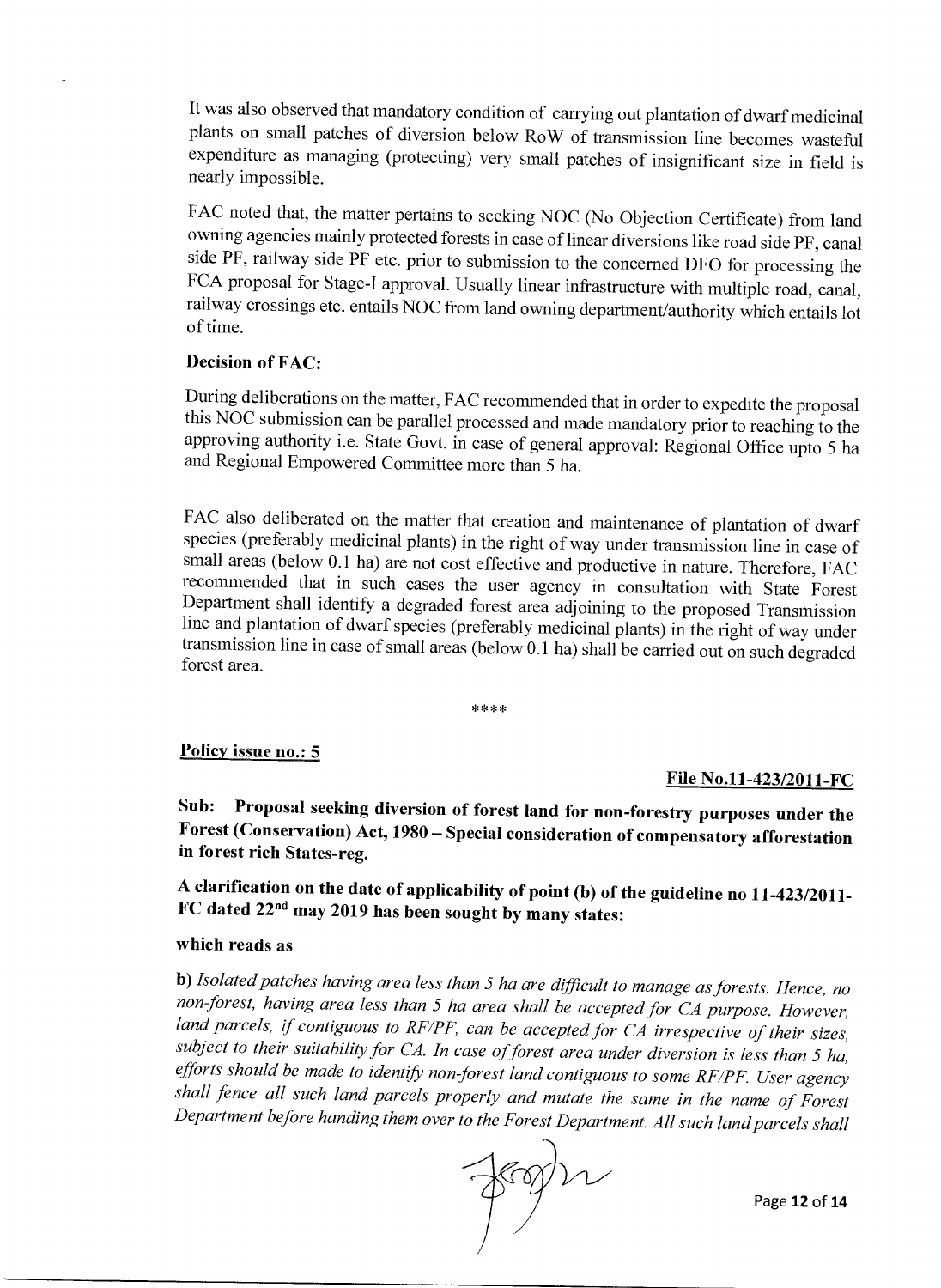It was also observed that mandatory condition of carrying out plantation of dwarf medicinal plants on small patches of diversion below RoW of transmission line becomes wasteful expenditure as managing (protecting) very small patches of insignificant size in field is nearly impossible.

FAC noted that, the matter pertains to seeking NOC (No Objection Certificate) from land owning agencies mainly protected forests in case of linear diversions like road side PF, canal side PF, railway side PF etc. prior to submission to the concerned DFO for processing the FCA proposal for Stage-I approval. Usually linear infrastructure with multiple road, canal, railway crossings etc. entails NOC from land owning department/authority which entails lot of time.

**Decision of FAC:**

During deliberations on the matter, FAC recommended that in order to expedite the proposal this NOC submission can be parallel processed and made mandatory prior to reaching to the approving authority i.e. State Govt. in case of general approval: Regional Office upto 5 ha and Regional Empowered Committee more than 5 ha.

FAC also deliberated on the matter that creation and maintenance of plantation of dwarf species (preferably medicinal plants) in the right of way under transmission line in case of small areas (below 0.1 ha) are not cost effective and productive in nature. Therefore, FAC recommended that in such cases the user agency in consultation with State Forest Department shall identify a degraded forest area adjoining to the proposed Transmission line and plantation of dwarf species (preferably medicinal plants) in the right of way under transmission line in case of small areas (below 0.1 ha) shall be carried out on such degraded forest area.

****

**Policy issue no.: 5**

**File No.11-423/2011-FC**

**Sub: Proposal seeking diversion of forest land for non-forestry purposes under the Forest (Conservation) Act, 1980 – Special consideration of compensatory afforestation in forest rich States-reg.**

**A clarification on the date of applicability of point (b) of the guideline no 11-423/2011-FC dated 22nd may 2019 has been sought by many states:**

**which reads as**

**b)** *Isolated patches having area less than 5 ha are difficult to manage as forests. Hence, no non-forest, having area less than 5 ha area shall be accepted for CA purpose. However, land parcels, if contiguous to RF/PF, can be accepted for CA irrespective of their sizes, subject to their suitability for CA. In case of forest area under diversion is less than 5 ha, efforts should be made to identify non-forest land contiguous to some RF/PF. User agency shall fence all such land parcels properly and mutate the same in the name of Forest Department before handing them over to the Forest Department. All such land parcels shall*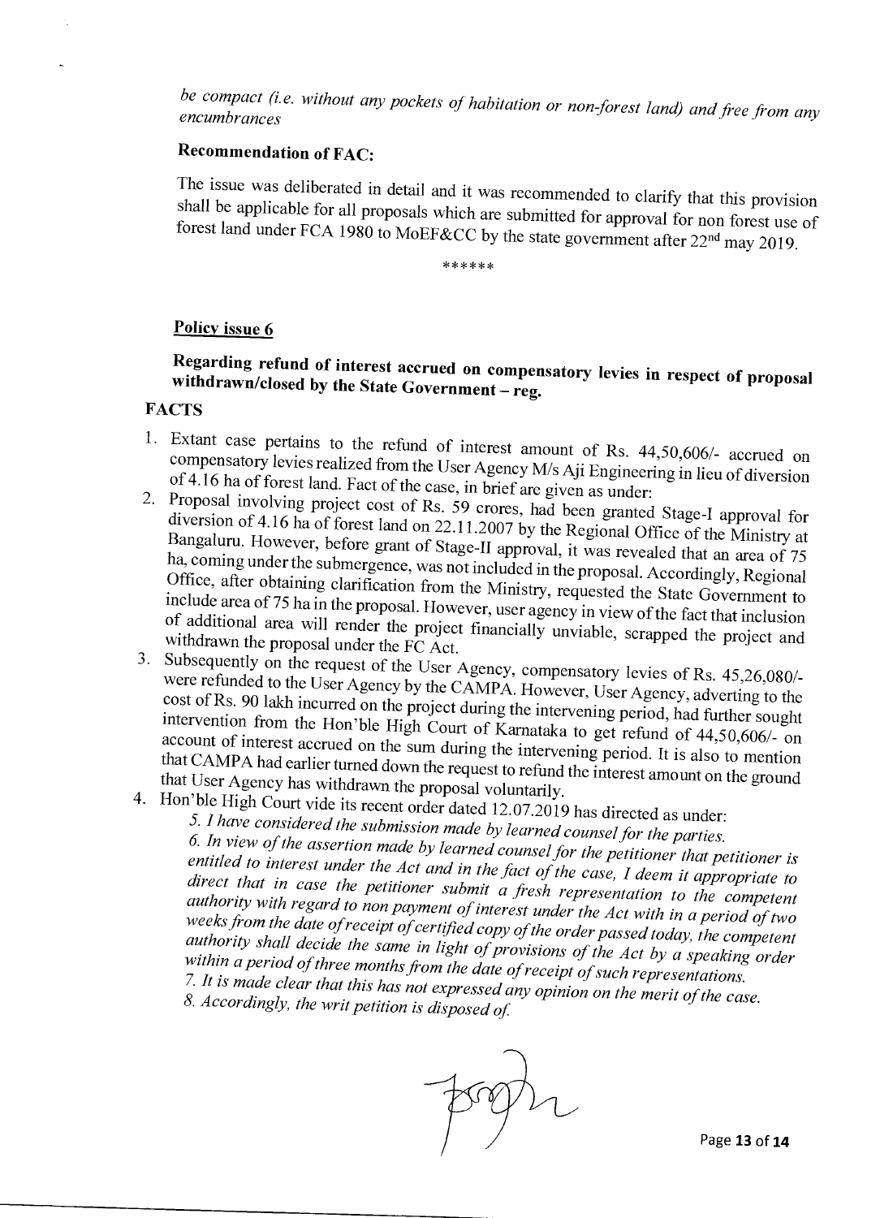*be compact (i.e. without any pockets of habitation or non-forest land) and free from any encumbrances*

**Recommendation of FAC:**

The issue was deliberated in detail and it was recommended to clarify that this provision shall be applicable for all proposals which are submitted for approval for non forest use of forest land under FCA 1980 to MoEF&CC by the state government after 22nd may 2019.

******

## Policy issue 6

### Regarding refund of interest accrued on compensatory levies in respect of proposal withdrawn/closed by the State Government – reg.

**FACTS**

1. Extant case pertains to the refund of interest amount of Rs. 44,50,606/- accrued on compensatory levies realized from the User Agency M/s Aji Engineering in lieu of diversion of 4.16 ha of forest land. Fact of the case, in brief are given as under:
2. Proposal involving project cost of Rs. 59 crores, had been granted Stage-I approval for diversion of 4.16 ha of forest land on 22.11.2007 by the Regional Office of the Ministry at Bangaluru. However, before grant of Stage-II approval, it was revealed that an area of 75 ha, coming under the submergence, was not included in the proposal. Accordingly, Regional Office, after obtaining clarification from the Ministry, requested the State Government to include area of 75 ha in the proposal. However, user agency in view of the fact that inclusion of additional area will render the project financially unviable, scrapped the project and withdrawn the proposal under the FC Act.
3. Subsequently on the request of the User Agency, compensatory levies of Rs. 45,26,080/- were refunded to the User Agency by the CAMPA. However, User Agency, adverting to the cost of Rs. 90 lakh incurred on the project during the intervening period, had further sought intervention from the Hon'ble High Court of Karnataka to get refund of 44,50,606/- on account of interest accrued on the sum during the intervening period. It is also to mention that CAMPA had earlier turned down the request to refund the interest amount on the ground that User Agency has withdrawn the proposal voluntarily.
4. Hon'ble High Court vide its recent order dated 12.07.2019 has directed as under:

   *5. I have considered the submission made by learned counsel for the parties.*

   *6. In view of the assertion made by learned counsel for the petitioner that petitioner is entitled to interest under the Act and in the fact of the case, I deem it appropriate to direct that in case the petitioner submit a fresh representation to the competent authority with regard to non payment of interest under the Act with in a period of two weeks from the date of receipt of certified copy of the order passed today, the competent authority shall decide the same in light of provisions of the Act by a speaking order within a period of three months from the date of receipt of such representations.*

   *7. It is made clear that this has not expressed any opinion on the merit of the case.*

   *8. Accordingly, the writ petition is disposed of.*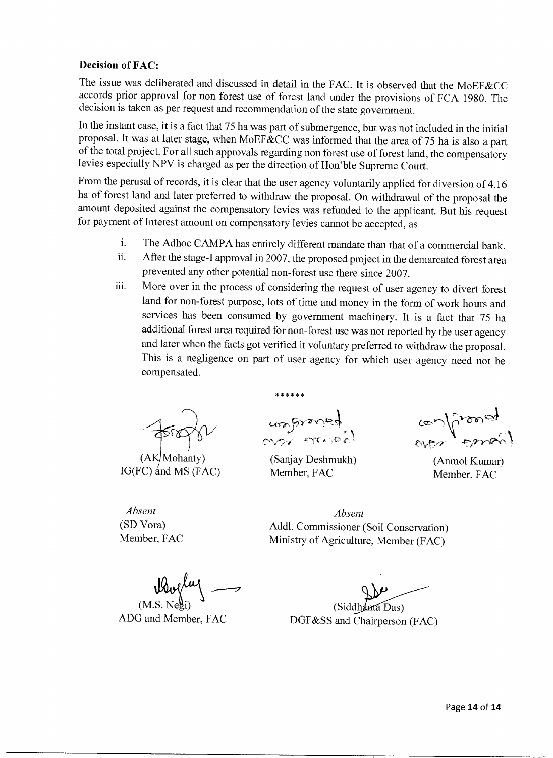**Decision of FAC:**

The issue was deliberated and discussed in detail in the FAC. It is observed that the MoEF&CC accords prior approval for non forest use of forest land under the provisions of FCA 1980. The decision is taken as per request and recommendation of the state government.

In the instant case, it is a fact that 75 ha was part of submergence, but was not included in the initial proposal. It was at later stage, when MoEF&CC was informed that the area of 75 ha is also a part of the total project. For all such approvals regarding non forest use of forest land, the compensatory levies especially NPV is charged as per the direction of Hon'ble Supreme Court.

From the perusal of records, it is clear that the user agency voluntarily applied for diversion of 4.16 ha of forest land and later preferred to withdraw the proposal. On withdrawal of the proposal the amount deposited against the compensatory levies was refunded to the applicant. But his request for payment of Interest amount on compensatory levies cannot be accepted, as

i. The Adhoc CAMPA has entirely different mandate than that of a commercial bank.

ii. After the stage-I approval in 2007, the proposed project in the demarcated forest area prevented any other potential non-forest use there since 2007.

iii. More over in the process of considering the request of user agency to divert forest land for non-forest purpose, lots of time and money in the form of work hours and services has been consumed by government machinery. It is a fact that 75 ha additional forest area required for non-forest use was not reported by the user agency and later when the facts got verified it voluntary preferred to withdraw the proposal. This is a negligence on part of user agency for which user agency need not be compensated.

******

(AK Mohanty)
IG(FC) and MS (FAC)

confirmed over email
(Sanjay Deshmukh)
Member, FAC

confirmed over email
(Anmol Kumar)
Member, FAC

*Absent*
(SD Vora)
Member, FAC

*Absent*
Addl. Commissioner (Soil Conservation)
Ministry of Agriculture, Member (FAC)

(M.S. Negi)
ADG and Member, FAC

(Siddhanta Das)
DGF&SS and Chairperson (FAC)